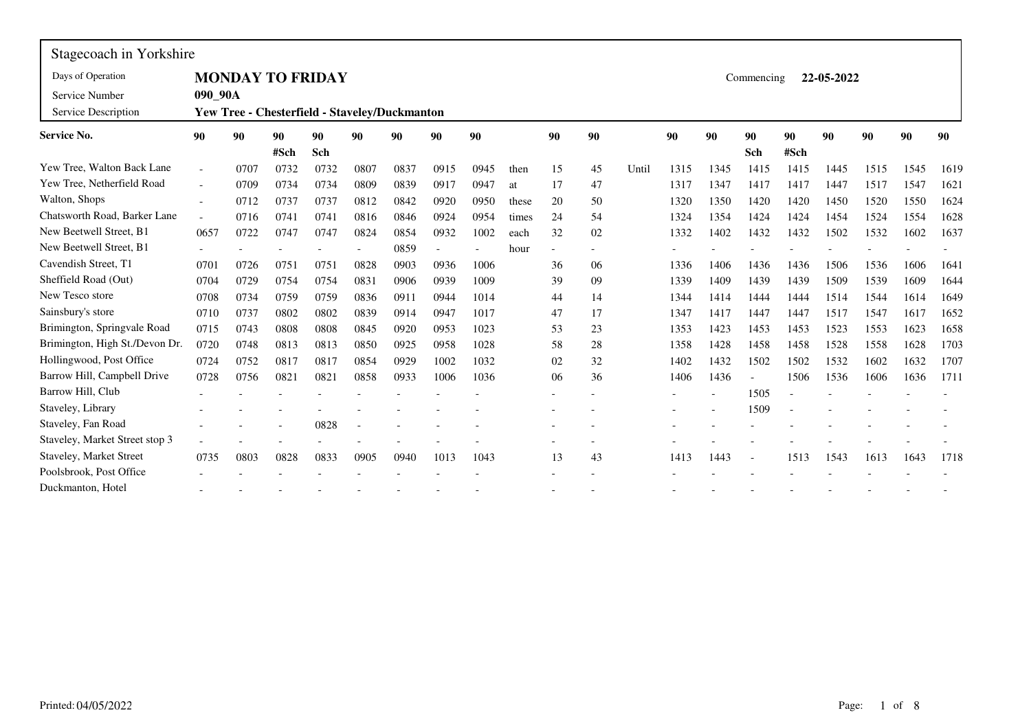Stagecoach in Yorkshire

| | | | |
|---|---|---|---|
| Days of Operation | **MONDAY TO FRIDAY** | Commencing | **22-05-2022** |
| Service Number | **090_90A** | | |
| Service Description | **Yew Tree - Chesterfield - Staveley/Duckmanton** | | |

| **Service No.** | **90** | **90** | **90** | **90** | **90** | **90** | **90** | **90** | | **90** | **90** | | **90** | **90** | **90** | **90** | **90** | **90** | **90** | **90** |
|---|---|---|---|---|---|---|---|---|---|---|---|---|---|---|---|---|---|---|---|---|
| | | | **#Sch** | **Sch** | | | | | | | | | | | **Sch** | **#Sch** | | | | |
| Yew Tree, Walton Back Lane | - | 0707 | 0732 | 0732 | 0807 | 0837 | 0915 | 0945 | then | 15 | 45 | Until | 1315 | 1345 | 1415 | 1415 | 1445 | 1515 | 1545 | 1619 |
| Yew Tree, Netherfield Road | - | 0709 | 0734 | 0734 | 0809 | 0839 | 0917 | 0947 | at | 17 | 47 | | 1317 | 1347 | 1417 | 1417 | 1447 | 1517 | 1547 | 1621 |
| Walton, Shops | - | 0712 | 0737 | 0737 | 0812 | 0842 | 0920 | 0950 | these | 20 | 50 | | 1320 | 1350 | 1420 | 1420 | 1450 | 1520 | 1550 | 1624 |
| Chatsworth Road, Barker Lane | - | 0716 | 0741 | 0741 | 0816 | 0846 | 0924 | 0954 | times | 24 | 54 | | 1324 | 1354 | 1424 | 1424 | 1454 | 1524 | 1554 | 1628 |
| New Beetwell Street, B1 | 0657 | 0722 | 0747 | 0747 | 0824 | 0854 | 0932 | 1002 | each | 32 | 02 | | 1332 | 1402 | 1432 | 1432 | 1502 | 1532 | 1602 | 1637 |
| New Beetwell Street, B1 | - | - | - | - | - | 0859 | - | - | hour | - | - | | - | - | - | - | - | - | - | - |
| Cavendish Street, T1 | 0701 | 0726 | 0751 | 0751 | 0828 | 0903 | 0936 | 1006 | | 36 | 06 | | 1336 | 1406 | 1436 | 1436 | 1506 | 1536 | 1606 | 1641 |
| Sheffield Road (Out) | 0704 | 0729 | 0754 | 0754 | 0831 | 0906 | 0939 | 1009 | | 39 | 09 | | 1339 | 1409 | 1439 | 1439 | 1509 | 1539 | 1609 | 1644 |
| New Tesco store | 0708 | 0734 | 0759 | 0759 | 0836 | 0911 | 0944 | 1014 | | 44 | 14 | | 1344 | 1414 | 1444 | 1444 | 1514 | 1544 | 1614 | 1649 |
| Sainsbury's store | 0710 | 0737 | 0802 | 0802 | 0839 | 0914 | 0947 | 1017 | | 47 | 17 | | 1347 | 1417 | 1447 | 1447 | 1517 | 1547 | 1617 | 1652 |
| Brimington, Springvale Road | 0715 | 0743 | 0808 | 0808 | 0845 | 0920 | 0953 | 1023 | | 53 | 23 | | 1353 | 1423 | 1453 | 1453 | 1523 | 1553 | 1623 | 1658 |
| Brimington, High St./Devon Dr. | 0720 | 0748 | 0813 | 0813 | 0850 | 0925 | 0958 | 1028 | | 58 | 28 | | 1358 | 1428 | 1458 | 1458 | 1528 | 1558 | 1628 | 1703 |
| Hollingwood, Post Office | 0724 | 0752 | 0817 | 0817 | 0854 | 0929 | 1002 | 1032 | | 02 | 32 | | 1402 | 1432 | 1502 | 1502 | 1532 | 1602 | 1632 | 1707 |
| Barrow Hill, Campbell Drive | 0728 | 0756 | 0821 | 0821 | 0858 | 0933 | 1006 | 1036 | | 06 | 36 | | 1406 | 1436 | - | 1506 | 1536 | 1606 | 1636 | 1711 |
| Barrow Hill, Club | - | - | - | - | - | - | - | - | | - | - | | - | - | 1505 | - | - | - | - | - |
| Staveley, Library | - | - | - | - | - | - | - | - | | - | - | | - | - | 1509 | - | - | - | - | - |
| Staveley, Fan Road | - | - | - | 0828 | - | - | - | - | | - | - | | - | - | - | - | - | - | - | - |
| Staveley, Market Street stop 3 | - | - | - | - | - | - | - | - | | - | - | | - | - | - | - | - | - | - | - |
| Staveley, Market Street | 0735 | 0803 | 0828 | 0833 | 0905 | 0940 | 1013 | 1043 | | 13 | 43 | | 1413 | 1443 | - | 1513 | 1543 | 1613 | 1643 | 1718 |
| Poolsbrook, Post Office | - | - | - | - | - | - | - | - | | - | - | | - | - | - | - | - | - | - | - |
| Duckmanton, Hotel | - | - | - | - | - | - | - | - | | - | - | | - | - | - | - | - | - | - | - |

Printed: 04/05/2022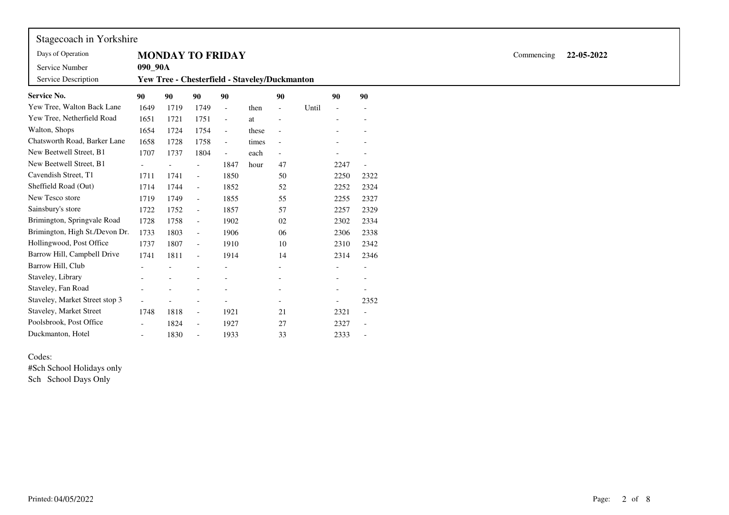Stagecoach in Yorkshire

| | | | |
|---|---|---|---|
| Days of Operation | **MONDAY TO FRIDAY** | Commencing | **22-05-2022** |
| Service Number | **090_90A** | | |
| Service Description | **Yew Tree - Chesterfield - Staveley/Duckmanton** | | |

| **Service No.** | **90** | **90** | **90** | **90** | | **90** | | **90** | **90** |
|---|---|---|---|---|---|---|---|---|---|
| Yew Tree, Walton Back Lane | 1649 | 1719 | 1749 | - | then | - | Until | - | - |
| Yew Tree, Netherfield Road | 1651 | 1721 | 1751 | - | at | - | | - | - |
| Walton, Shops | 1654 | 1724 | 1754 | - | these | - | | - | - |
| Chatsworth Road, Barker Lane | 1658 | 1728 | 1758 | - | times | - | | - | - |
| New Beetwell Street, B1 | 1707 | 1737 | 1804 | - | each | - | | - | - |
| New Beetwell Street, B1 | - | - | - | 1847 | hour | 47 | | 2247 | - |
| Cavendish Street, T1 | 1711 | 1741 | - | 1850 | | 50 | | 2250 | 2322 |
| Sheffield Road (Out) | 1714 | 1744 | - | 1852 | | 52 | | 2252 | 2324 |
| New Tesco store | 1719 | 1749 | - | 1855 | | 55 | | 2255 | 2327 |
| Sainsbury's store | 1722 | 1752 | - | 1857 | | 57 | | 2257 | 2329 |
| Brimington, Springvale Road | 1728 | 1758 | - | 1902 | | 02 | | 2302 | 2334 |
| Brimington, High St./Devon Dr. | 1733 | 1803 | - | 1906 | | 06 | | 2306 | 2338 |
| Hollingwood, Post Office | 1737 | 1807 | - | 1910 | | 10 | | 2310 | 2342 |
| Barrow Hill, Campbell Drive | 1741 | 1811 | - | 1914 | | 14 | | 2314 | 2346 |
| Barrow Hill, Club | - | - | - | - | | - | | - | - |
| Staveley, Library | - | - | - | - | | - | | - | - |
| Staveley, Fan Road | - | - | - | - | | - | | - | - |
| Staveley, Market Street stop 3 | - | - | - | - | | - | | - | 2352 |
| Staveley, Market Street | 1748 | 1818 | - | 1921 | | 21 | | 2321 | - |
| Poolsbrook, Post Office | - | 1824 | - | 1927 | | 27 | | 2327 | - |
| Duckmanton, Hotel | - | 1830 | - | 1933 | | 33 | | 2333 | - |

Codes:
#Sch School Holidays only
Sch School Days Only

Printed: 04/05/2022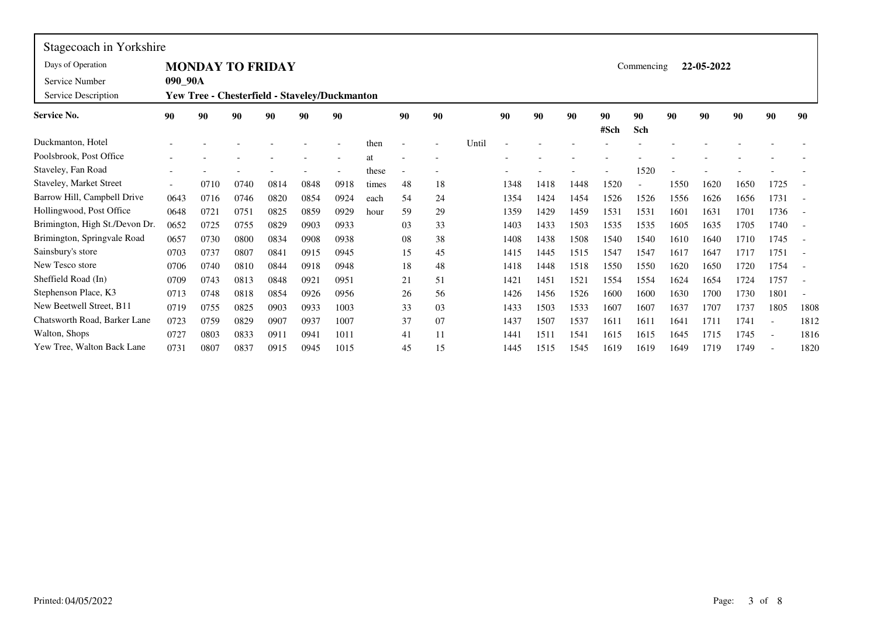Stagecoach in Yorkshire

| Days of Operation | **MONDAY TO FRIDAY** | Commencing | **22-05-2022** |
|---|---|---|---|
| Service Number | **090_90A** | | |
| Service Description | **Yew Tree - Chesterfield - Staveley/Duckmanton** | | |

| **Service No.** | **90** | **90** | **90** | **90** | **90** | **90** | | **90** | **90** | | **90** | **90** | **90** | **90** #Sch | **90** Sch | **90** | **90** | **90** | **90** | **90** |
|---|---|---|---|---|---|---|---|---|---|---|---|---|---|---|---|---|---|---|---|---|
| Duckmanton, Hotel | - | - | - | - | - | - | then | - | - | Until | - | - | - | - | - | - | - | - | - | - |
| Poolsbrook, Post Office | - | - | - | - | - | - | at | - | - | | - | - | - | - | - | - | - | - | - | - |
| Staveley, Fan Road | - | - | - | - | - | - | these | - | - | | - | - | - | - | 1520 | - | - | - | - | - |
| Staveley, Market Street | - | 0710 | 0740 | 0814 | 0848 | 0918 | times | 48 | 18 | | 1348 | 1418 | 1448 | 1520 | - | 1550 | 1620 | 1650 | 1725 | - |
| Barrow Hill, Campbell Drive | 0643 | 0716 | 0746 | 0820 | 0854 | 0924 | each | 54 | 24 | | 1354 | 1424 | 1454 | 1526 | 1526 | 1556 | 1626 | 1656 | 1731 | - |
| Hollingwood, Post Office | 0648 | 0721 | 0751 | 0825 | 0859 | 0929 | hour | 59 | 29 | | 1359 | 1429 | 1459 | 1531 | 1531 | 1601 | 1631 | 1701 | 1736 | - |
| Brimington, High St./Devon Dr. | 0652 | 0725 | 0755 | 0829 | 0903 | 0933 | | 03 | 33 | | 1403 | 1433 | 1503 | 1535 | 1535 | 1605 | 1635 | 1705 | 1740 | - |
| Brimington, Springvale Road | 0657 | 0730 | 0800 | 0834 | 0908 | 0938 | | 08 | 38 | | 1408 | 1438 | 1508 | 1540 | 1540 | 1610 | 1640 | 1710 | 1745 | - |
| Sainsbury's store | 0703 | 0737 | 0807 | 0841 | 0915 | 0945 | | 15 | 45 | | 1415 | 1445 | 1515 | 1547 | 1547 | 1617 | 1647 | 1717 | 1751 | - |
| New Tesco store | 0706 | 0740 | 0810 | 0844 | 0918 | 0948 | | 18 | 48 | | 1418 | 1448 | 1518 | 1550 | 1550 | 1620 | 1650 | 1720 | 1754 | - |
| Sheffield Road (In) | 0709 | 0743 | 0813 | 0848 | 0921 | 0951 | | 21 | 51 | | 1421 | 1451 | 1521 | 1554 | 1554 | 1624 | 1654 | 1724 | 1757 | - |
| Stephenson Place, K3 | 0713 | 0748 | 0818 | 0854 | 0926 | 0956 | | 26 | 56 | | 1426 | 1456 | 1526 | 1600 | 1600 | 1630 | 1700 | 1730 | 1801 | - |
| New Beetwell Street, B11 | 0719 | 0755 | 0825 | 0903 | 0933 | 1003 | | 33 | 03 | | 1433 | 1503 | 1533 | 1607 | 1607 | 1637 | 1707 | 1737 | 1805 | 1808 |
| Chatsworth Road, Barker Lane | 0723 | 0759 | 0829 | 0907 | 0937 | 1007 | | 37 | 07 | | 1437 | 1507 | 1537 | 1611 | 1611 | 1641 | 1711 | 1741 | - | 1812 |
| Walton, Shops | 0727 | 0803 | 0833 | 0911 | 0941 | 1011 | | 41 | 11 | | 1441 | 1511 | 1541 | 1615 | 1615 | 1645 | 1715 | 1745 | - | 1816 |
| Yew Tree, Walton Back Lane | 0731 | 0807 | 0837 | 0915 | 0945 | 1015 | | 45 | 15 | | 1445 | 1515 | 1545 | 1619 | 1619 | 1649 | 1719 | 1749 | - | 1820 |

Printed: 04/05/2022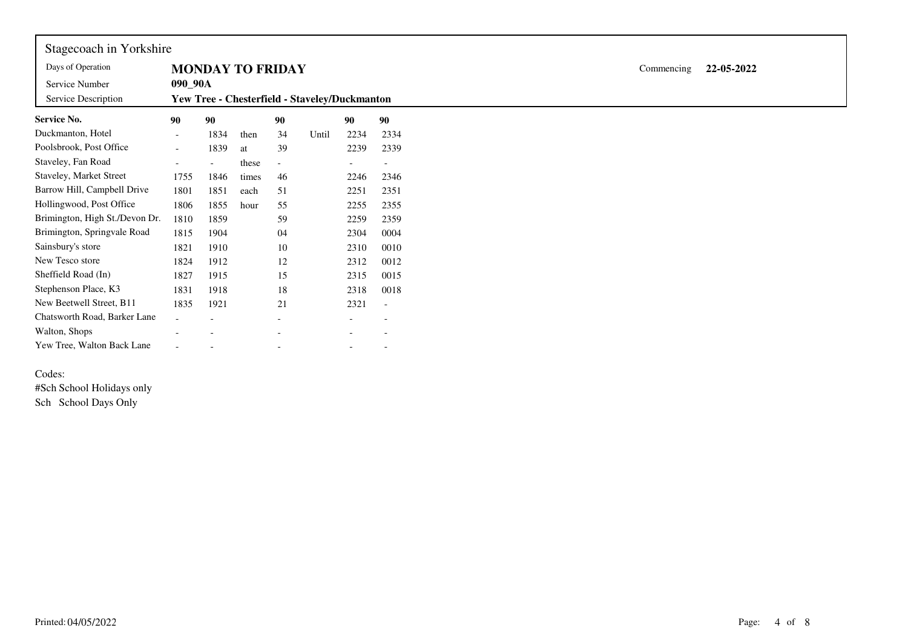# Stagecoach in Yorkshire

| | | | |
|---|---|---|---|
| Days of Operation | **MONDAY TO FRIDAY** | Commencing | **22-05-2022** |
| Service Number | **090_90A** | | |
| Service Description | **Yew Tree - Chesterfield - Staveley/Duckmanton** | | |

| **Service No.** | **90** | **90** | | **90** | | **90** | **90** |
|---|---|---|---|---|---|---|---|
| Duckmanton, Hotel | - | 1834 | then | 34 | Until | 2234 | 2334 |
| Poolsbrook, Post Office | - | 1839 | at | 39 | | 2239 | 2339 |
| Staveley, Fan Road | - | - | these | - | | - | - |
| Staveley, Market Street | 1755 | 1846 | times | 46 | | 2246 | 2346 |
| Barrow Hill, Campbell Drive | 1801 | 1851 | each | 51 | | 2251 | 2351 |
| Hollingwood, Post Office | 1806 | 1855 | hour | 55 | | 2255 | 2355 |
| Brimington, High St./Devon Dr. | 1810 | 1859 | | 59 | | 2259 | 2359 |
| Brimington, Springvale Road | 1815 | 1904 | | 04 | | 2304 | 0004 |
| Sainsbury's store | 1821 | 1910 | | 10 | | 2310 | 0010 |
| New Tesco store | 1824 | 1912 | | 12 | | 2312 | 0012 |
| Sheffield Road (In) | 1827 | 1915 | | 15 | | 2315 | 0015 |
| Stephenson Place, K3 | 1831 | 1918 | | 18 | | 2318 | 0018 |
| New Beetwell Street, B11 | 1835 | 1921 | | 21 | | 2321 | - |
| Chatsworth Road, Barker Lane | - | - | | - | | - | - |
| Walton, Shops | - | - | | - | | - | - |
| Yew Tree, Walton Back Lane | - | - | | - | | - | - |

Codes:

#Sch School Holidays only

Sch School Days Only

Printed: 04/05/2022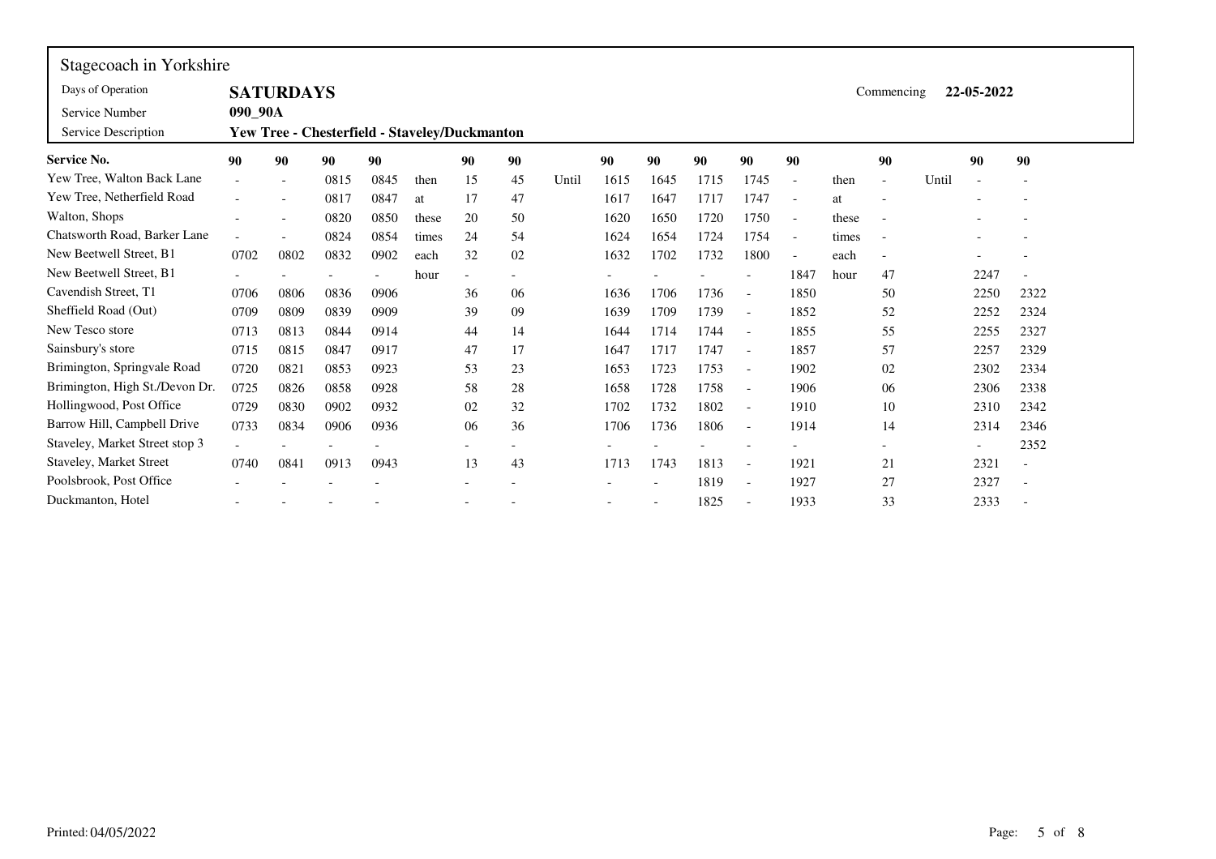Stagecoach in Yorkshire

| | | | |
|---|---|---|---|
| Days of Operation | **SATURDAYS** | Commencing | **22-05-2022** |
| Service Number | **090_90A** | | |
| Service Description | **Yew Tree - Chesterfield - Staveley/Duckmanton** | | |

| **Service No.** | **90** | **90** | **90** | **90** | | **90** | **90** | | **90** | **90** | **90** | **90** | **90** | | **90** | | **90** | **90** |
|---|---|---|---|---|---|---|---|---|---|---|---|---|---|---|---|---|---|---|
| Yew Tree, Walton Back Lane | - | - | 0815 | 0845 | then | 15 | 45 | Until | 1615 | 1645 | 1715 | 1745 | - | then | - | Until | - | - |
| Yew Tree, Netherfield Road | - | - | 0817 | 0847 | at | 17 | 47 | | 1617 | 1647 | 1717 | 1747 | - | at | - | | - | - |
| Walton, Shops | - | - | 0820 | 0850 | these | 20 | 50 | | 1620 | 1650 | 1720 | 1750 | - | these | - | | - | - |
| Chatsworth Road, Barker Lane | - | - | 0824 | 0854 | times | 24 | 54 | | 1624 | 1654 | 1724 | 1754 | - | times | - | | - | - |
| New Beetwell Street, B1 | 0702 | 0802 | 0832 | 0902 | each | 32 | 02 | | 1632 | 1702 | 1732 | 1800 | - | each | - | | - | - |
| New Beetwell Street, B1 | - | - | - | - | hour | - | - | | - | - | - | - | 1847 | hour | 47 | | 2247 | - |
| Cavendish Street, T1 | 0706 | 0806 | 0836 | 0906 | | 36 | 06 | | 1636 | 1706 | 1736 | - | 1850 | | 50 | | 2250 | 2322 |
| Sheffield Road (Out) | 0709 | 0809 | 0839 | 0909 | | 39 | 09 | | 1639 | 1709 | 1739 | - | 1852 | | 52 | | 2252 | 2324 |
| New Tesco store | 0713 | 0813 | 0844 | 0914 | | 44 | 14 | | 1644 | 1714 | 1744 | - | 1855 | | 55 | | 2255 | 2327 |
| Sainsbury's store | 0715 | 0815 | 0847 | 0917 | | 47 | 17 | | 1647 | 1717 | 1747 | - | 1857 | | 57 | | 2257 | 2329 |
| Brimington, Springvale Road | 0720 | 0821 | 0853 | 0923 | | 53 | 23 | | 1653 | 1723 | 1753 | - | 1902 | | 02 | | 2302 | 2334 |
| Brimington, High St./Devon Dr. | 0725 | 0826 | 0858 | 0928 | | 58 | 28 | | 1658 | 1728 | 1758 | - | 1906 | | 06 | | 2306 | 2338 |
| Hollingwood, Post Office | 0729 | 0830 | 0902 | 0932 | | 02 | 32 | | 1702 | 1732 | 1802 | - | 1910 | | 10 | | 2310 | 2342 |
| Barrow Hill, Campbell Drive | 0733 | 0834 | 0906 | 0936 | | 06 | 36 | | 1706 | 1736 | 1806 | - | 1914 | | 14 | | 2314 | 2346 |
| Staveley, Market Street stop 3 | - | - | - | - | | - | - | | - | - | - | - | - | | - | | - | 2352 |
| Staveley, Market Street | 0740 | 0841 | 0913 | 0943 | | 13 | 43 | | 1713 | 1743 | 1813 | - | 1921 | | 21 | | 2321 | - |
| Poolsbrook, Post Office | - | - | - | - | | - | - | | - | - | 1819 | - | 1927 | | 27 | | 2327 | - |
| Duckmanton, Hotel | - | - | - | - | | - | - | | - | - | 1825 | - | 1933 | | 33 | | 2333 | - |

Printed: 04/05/2022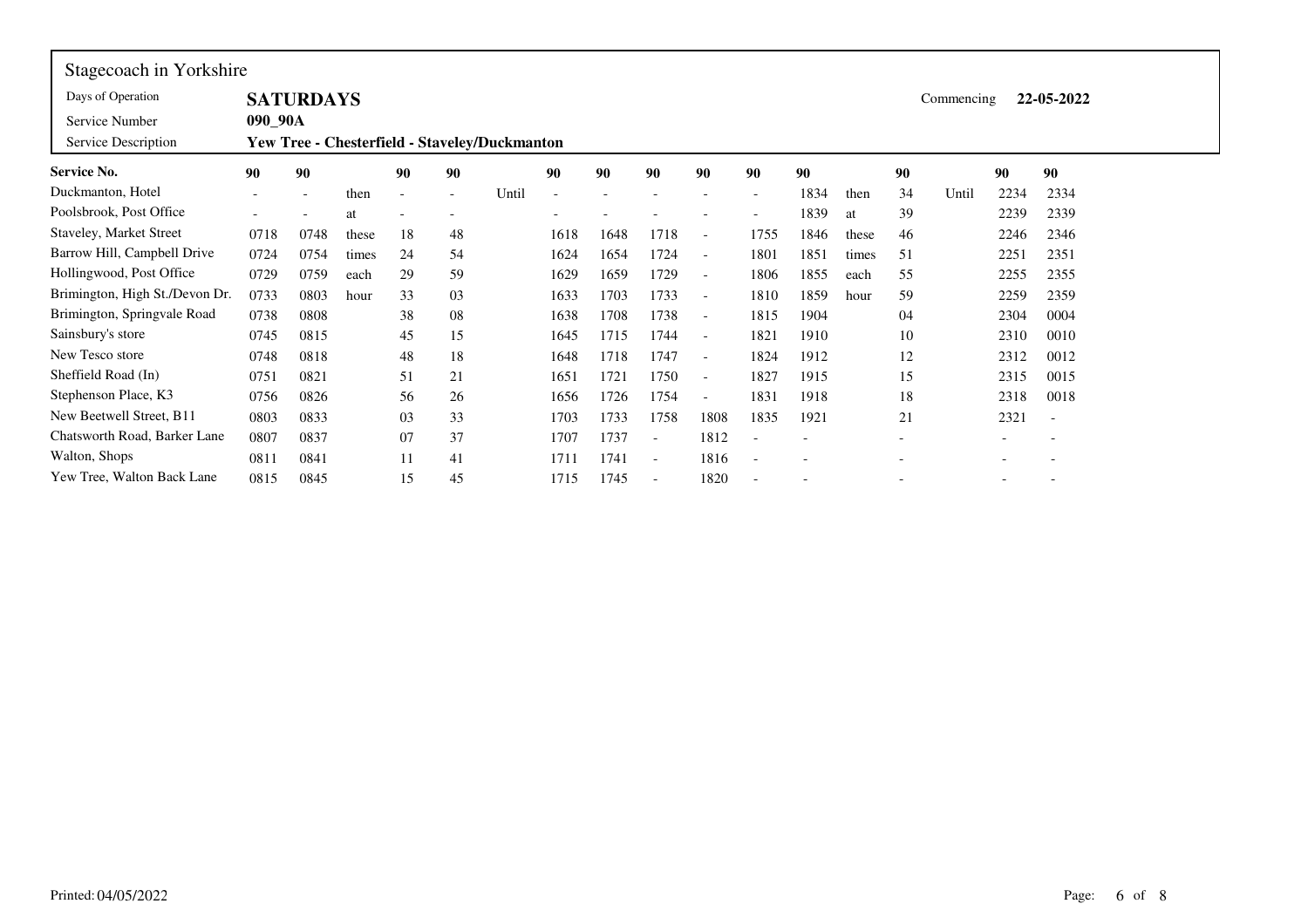Stagecoach in Yorkshire

| | | | |
|---|---|---|---|
| Days of Operation | **SATURDAYS** | Commencing | **22-05-2022** |
| Service Number | **090_90A** | | |
| Service Description | **Yew Tree - Chesterfield - Staveley/Duckmanton** | | |

| **Service No.** | **90** | **90** | | **90** | **90** | | **90** | **90** | **90** | **90** | **90** | **90** | | **90** | | **90** | **90** |
|---|---|---|---|---|---|---|---|---|---|---|---|---|---|---|---|---|---|
| Duckmanton, Hotel | - | - | then | - | - | Until | - | - | - | - | - | 1834 | then | 34 | Until | 2234 | 2334 |
| Poolsbrook, Post Office | - | - | at | - | - | | - | - | - | - | - | 1839 | at | 39 | | 2239 | 2339 |
| Staveley, Market Street | 0718 | 0748 | these | 18 | 48 | | 1618 | 1648 | 1718 | - | 1755 | 1846 | these | 46 | | 2246 | 2346 |
| Barrow Hill, Campbell Drive | 0724 | 0754 | times | 24 | 54 | | 1624 | 1654 | 1724 | - | 1801 | 1851 | times | 51 | | 2251 | 2351 |
| Hollingwood, Post Office | 0729 | 0759 | each | 29 | 59 | | 1629 | 1659 | 1729 | - | 1806 | 1855 | each | 55 | | 2255 | 2355 |
| Brimington, High St./Devon Dr. | 0733 | 0803 | hour | 33 | 03 | | 1633 | 1703 | 1733 | - | 1810 | 1859 | hour | 59 | | 2259 | 2359 |
| Brimington, Springvale Road | 0738 | 0808 | | 38 | 08 | | 1638 | 1708 | 1738 | - | 1815 | 1904 | | 04 | | 2304 | 0004 |
| Sainsbury's store | 0745 | 0815 | | 45 | 15 | | 1645 | 1715 | 1744 | - | 1821 | 1910 | | 10 | | 2310 | 0010 |
| New Tesco store | 0748 | 0818 | | 48 | 18 | | 1648 | 1718 | 1747 | - | 1824 | 1912 | | 12 | | 2312 | 0012 |
| Sheffield Road (In) | 0751 | 0821 | | 51 | 21 | | 1651 | 1721 | 1750 | - | 1827 | 1915 | | 15 | | 2315 | 0015 |
| Stephenson Place, K3 | 0756 | 0826 | | 56 | 26 | | 1656 | 1726 | 1754 | - | 1831 | 1918 | | 18 | | 2318 | 0018 |
| New Beetwell Street, B11 | 0803 | 0833 | | 03 | 33 | | 1703 | 1733 | 1758 | 1808 | 1835 | 1921 | | 21 | | 2321 | - |
| Chatsworth Road, Barker Lane | 0807 | 0837 | | 07 | 37 | | 1707 | 1737 | - | 1812 | - | - | | - | | - | - |
| Walton, Shops | 0811 | 0841 | | 11 | 41 | | 1711 | 1741 | - | 1816 | - | - | | - | | - | - |
| Yew Tree, Walton Back Lane | 0815 | 0845 | | 15 | 45 | | 1715 | 1745 | - | 1820 | - | - | | - | | - | - |

Printed: 04/05/2022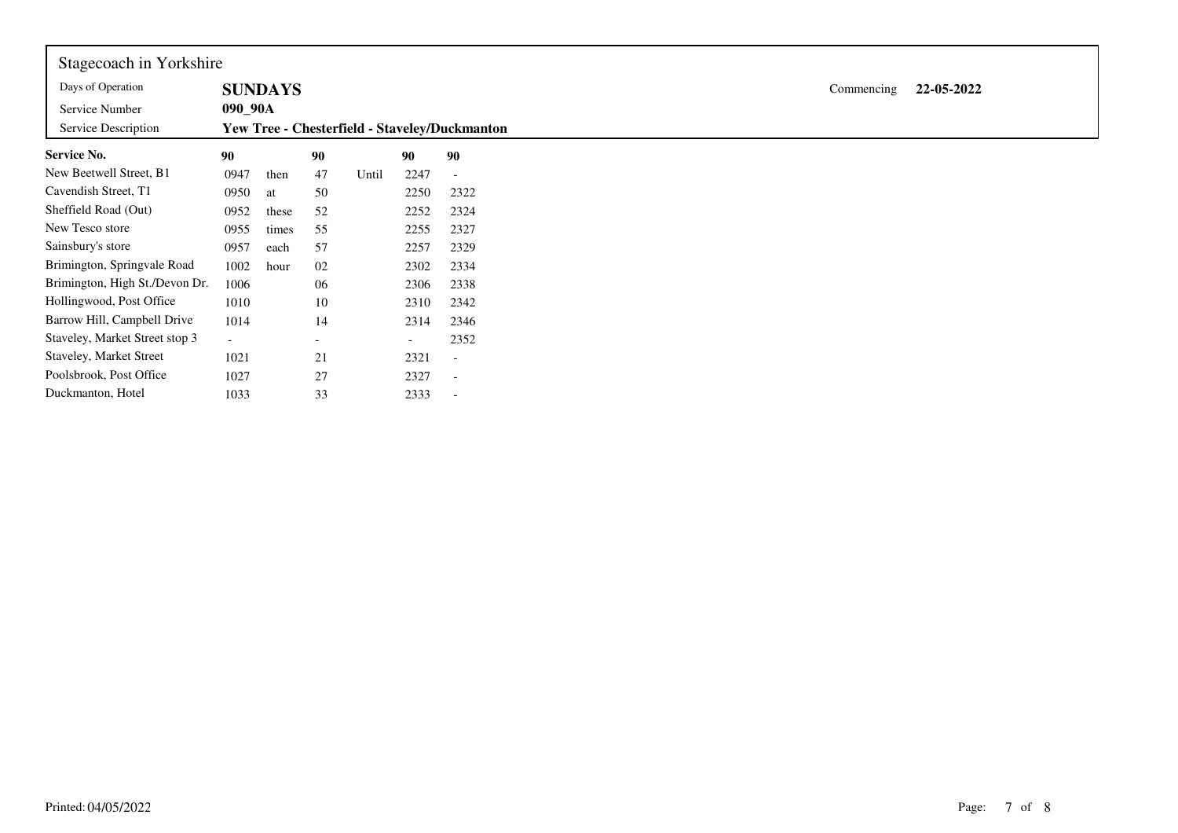Stagecoach in Yorkshire

| | | | |
|---|---|---|---|
| Days of Operation | **SUNDAYS** | Commencing | **22-05-2022** |
| Service Number | **090_90A** | | |
| Service Description | **Yew Tree - Chesterfield - Staveley/Duckmanton** | | |

| Service No. | 90 | | 90 | | 90 | 90 |
|---|---|---|---|---|---|---|
| New Beetwell Street, B1 | 0947 | then | 47 | Until | 2247 | - |
| Cavendish Street, T1 | 0950 | at | 50 | | 2250 | 2322 |
| Sheffield Road (Out) | 0952 | these | 52 | | 2252 | 2324 |
| New Tesco store | 0955 | times | 55 | | 2255 | 2327 |
| Sainsbury's store | 0957 | each | 57 | | 2257 | 2329 |
| Brimington, Springvale Road | 1002 | hour | 02 | | 2302 | 2334 |
| Brimington, High St./Devon Dr. | 1006 | | 06 | | 2306 | 2338 |
| Hollingwood, Post Office | 1010 | | 10 | | 2310 | 2342 |
| Barrow Hill, Campbell Drive | 1014 | | 14 | | 2314 | 2346 |
| Staveley, Market Street stop 3 | - | | - | | - | 2352 |
| Staveley, Market Street | 1021 | | 21 | | 2321 | - |
| Poolsbrook, Post Office | 1027 | | 27 | | 2327 | - |
| Duckmanton, Hotel | 1033 | | 33 | | 2333 | - |

Printed: 04/05/2022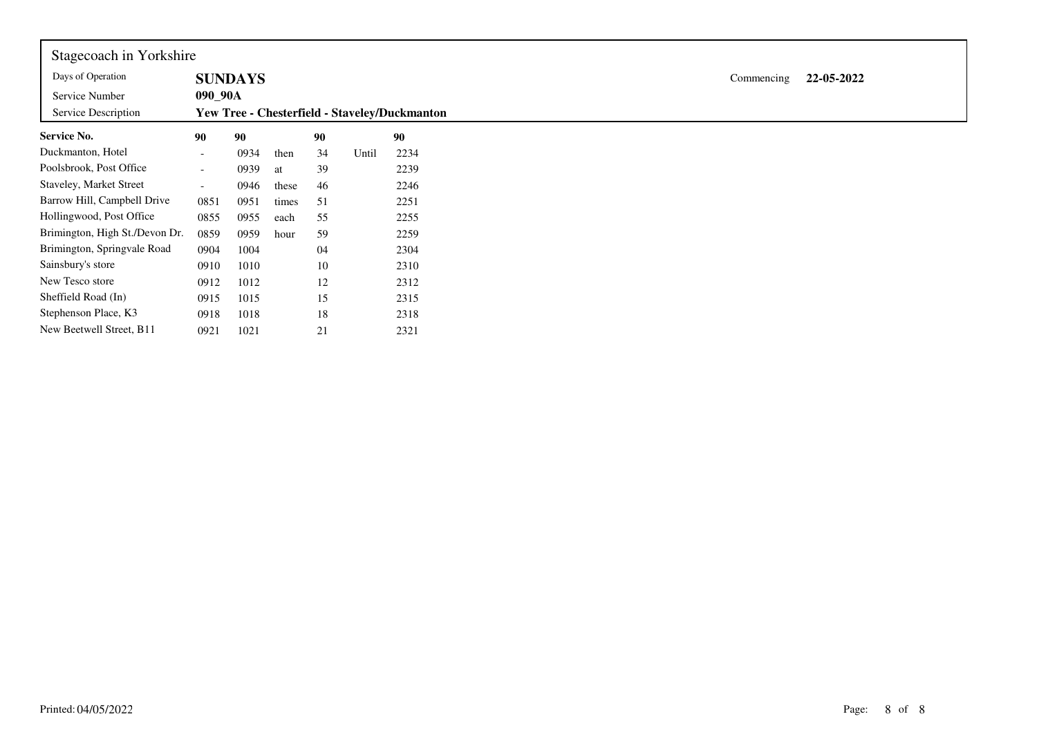Stagecoach in Yorkshire

| | | | |
|---|---|---|---|
| Days of Operation | **SUNDAYS** | Commencing | **22-05-2022** |
| Service Number | **090_90A** | | |
| Service Description | **Yew Tree - Chesterfield - Staveley/Duckmanton** | | |

| **Service No.** | **90** | **90** | | **90** | | **90** |
|---|---|---|---|---|---|---|
| Duckmanton, Hotel | - | 0934 | then | 34 | Until | 2234 |
| Poolsbrook, Post Office | - | 0939 | at | 39 | | 2239 |
| Staveley, Market Street | - | 0946 | these | 46 | | 2246 |
| Barrow Hill, Campbell Drive | 0851 | 0951 | times | 51 | | 2251 |
| Hollingwood, Post Office | 0855 | 0955 | each | 55 | | 2255 |
| Brimington, High St./Devon Dr. | 0859 | 0959 | hour | 59 | | 2259 |
| Brimington, Springvale Road | 0904 | 1004 | | 04 | | 2304 |
| Sainsbury's store | 0910 | 1010 | | 10 | | 2310 |
| New Tesco store | 0912 | 1012 | | 12 | | 2312 |
| Sheffield Road (In) | 0915 | 1015 | | 15 | | 2315 |
| Stephenson Place, K3 | 0918 | 1018 | | 18 | | 2318 |
| New Beetwell Street, B11 | 0921 | 1021 | | 21 | | 2321 |

Printed: 04/05/2022